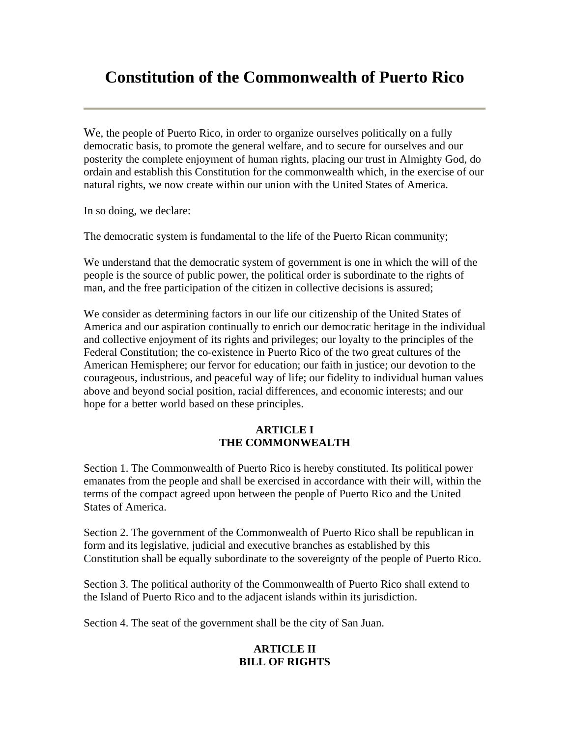# Constitution of the Commonwealth of Puerto Rico

---

We, the people of Puerto Rico, in order to organize ourselves politically on a fully democratic basis, to promote the general welfare, and to secure for ourselves and our posterity the complete enjoyment of human rights, placing our trust in Almighty God, do ordain and establish this Constitution for the commonwealth which, in the exercise of our natural rights, we now create within our union with the United States of America.

In so doing, we declare:

The democratic system is fundamental to the life of the Puerto Rican community;

We understand that the democratic system of government is one in which the will of the people is the source of public power, the political order is subordinate to the rights of man, and the free participation of the citizen in collective decisions is assured;

We consider as determining factors in our life our citizenship of the United States of America and our aspiration continually to enrich our democratic heritage in the individual and collective enjoyment of its rights and privileges; our loyalty to the principles of the Federal Constitution; the co-existence in Puerto Rico of the two great cultures of the American Hemisphere; our fervor for education; our faith in justice; our devotion to the courageous, industrious, and peaceful way of life; our fidelity to individual human values above and beyond social position, racial differences, and economic interests; and our hope for a better world based on these principles.

## ARTICLE I
## THE COMMONWEALTH

Section 1. The Commonwealth of Puerto Rico is hereby constituted. Its political power emanates from the people and shall be exercised in accordance with their will, within the terms of the compact agreed upon between the people of Puerto Rico and the United States of America.

Section 2. The government of the Commonwealth of Puerto Rico shall be republican in form and its legislative, judicial and executive branches as established by this Constitution shall be equally subordinate to the sovereignty of the people of Puerto Rico.

Section 3. The political authority of the Commonwealth of Puerto Rico shall extend to the Island of Puerto Rico and to the adjacent islands within its jurisdiction.

Section 4. The seat of the government shall be the city of San Juan.

## ARTICLE II
## BILL OF RIGHTS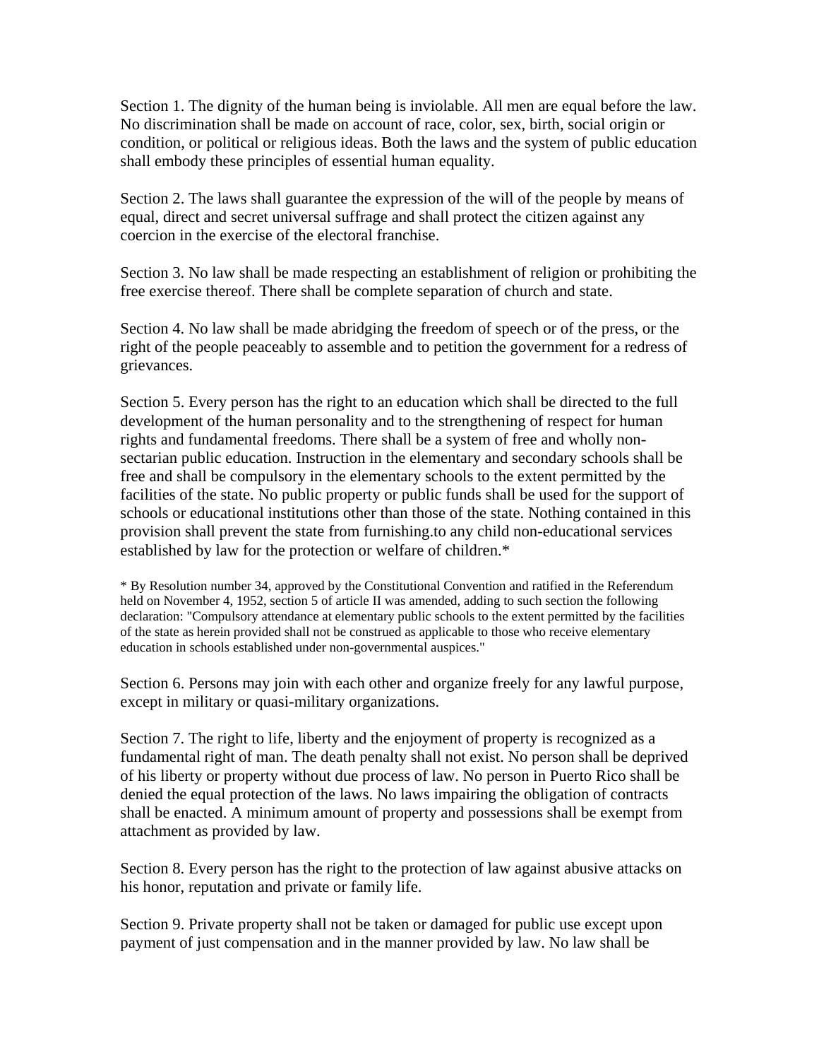Section 1. The dignity of the human being is inviolable. All men are equal before the law. No discrimination shall be made on account of race, color, sex, birth, social origin or condition, or political or religious ideas. Both the laws and the system of public education shall embody these principles of essential human equality.

Section 2. The laws shall guarantee the expression of the will of the people by means of equal, direct and secret universal suffrage and shall protect the citizen against any coercion in the exercise of the electoral franchise.

Section 3. No law shall be made respecting an establishment of religion or prohibiting the free exercise thereof. There shall be complete separation of church and state.

Section 4. No law shall be made abridging the freedom of speech or of the press, or the right of the people peaceably to assemble and to petition the government for a redress of grievances.

Section 5. Every person has the right to an education which shall be directed to the full development of the human personality and to the strengthening of respect for human rights and fundamental freedoms. There shall be a system of free and wholly non-sectarian public education. Instruction in the elementary and secondary schools shall be free and shall be compulsory in the elementary schools to the extent permitted by the facilities of the state. No public property or public funds shall be used for the support of schools or educational institutions other than those of the state. Nothing contained in this provision shall prevent the state from furnishing.to any child non-educational services established by law for the protection or welfare of children.*

* By Resolution number 34, approved by the Constitutional Convention and ratified in the Referendum held on November 4, 1952, section 5 of article II was amended, adding to such section the following declaration: "Compulsory attendance at elementary public schools to the extent permitted by the facilities of the state as herein provided shall not be construed as applicable to those who receive elementary education in schools established under non-governmental auspices."

Section 6. Persons may join with each other and organize freely for any lawful purpose, except in military or quasi-military organizations.

Section 7. The right to life, liberty and the enjoyment of property is recognized as a fundamental right of man. The death penalty shall not exist. No person shall be deprived of his liberty or property without due process of law. No person in Puerto Rico shall be denied the equal protection of the laws. No laws impairing the obligation of contracts shall be enacted. A minimum amount of property and possessions shall be exempt from attachment as provided by law.

Section 8. Every person has the right to the protection of law against abusive attacks on his honor, reputation and private or family life.

Section 9. Private property shall not be taken or damaged for public use except upon payment of just compensation and in the manner provided by law. No law shall be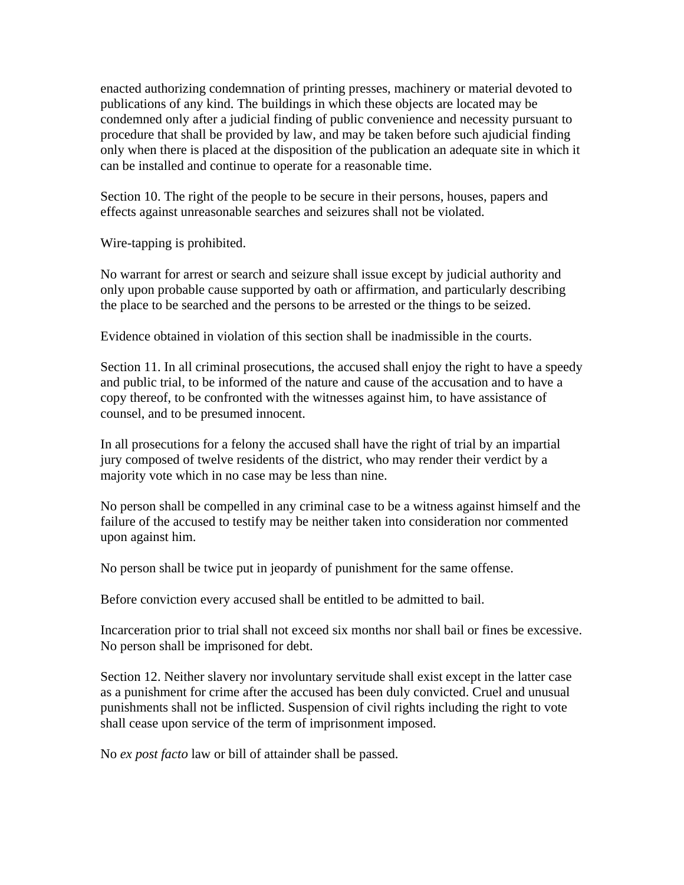enacted authorizing condemnation of printing presses, machinery or material devoted to publications of any kind. The buildings in which these objects are located may be condemned only after a judicial finding of public convenience and necessity pursuant to procedure that shall be provided by law, and may be taken before such ajudicial finding only when there is placed at the disposition of the publication an adequate site in which it can be installed and continue to operate for a reasonable time.

Section 10. The right of the people to be secure in their persons, houses, papers and effects against unreasonable searches and seizures shall not be violated.

Wire-tapping is prohibited.

No warrant for arrest or search and seizure shall issue except by judicial authority and only upon probable cause supported by oath or affirmation, and particularly describing the place to be searched and the persons to be arrested or the things to be seized.

Evidence obtained in violation of this section shall be inadmissible in the courts.

Section 11. In all criminal prosecutions, the accused shall enjoy the right to have a speedy and public trial, to be informed of the nature and cause of the accusation and to have a copy thereof, to be confronted with the witnesses against him, to have assistance of counsel, and to be presumed innocent.

In all prosecutions for a felony the accused shall have the right of trial by an impartial jury composed of twelve residents of the district, who may render their verdict by a majority vote which in no case may be less than nine.

No person shall be compelled in any criminal case to be a witness against himself and the failure of the accused to testify may be neither taken into consideration nor commented upon against him.

No person shall be twice put in jeopardy of punishment for the same offense.

Before conviction every accused shall be entitled to be admitted to bail.

Incarceration prior to trial shall not exceed six months nor shall bail or fines be excessive. No person shall be imprisoned for debt.

Section 12. Neither slavery nor involuntary servitude shall exist except in the latter case as a punishment for crime after the accused has been duly convicted. Cruel and unusual punishments shall not be inflicted. Suspension of civil rights including the right to vote shall cease upon service of the term of imprisonment imposed.

No *ex post facto* law or bill of attainder shall be passed.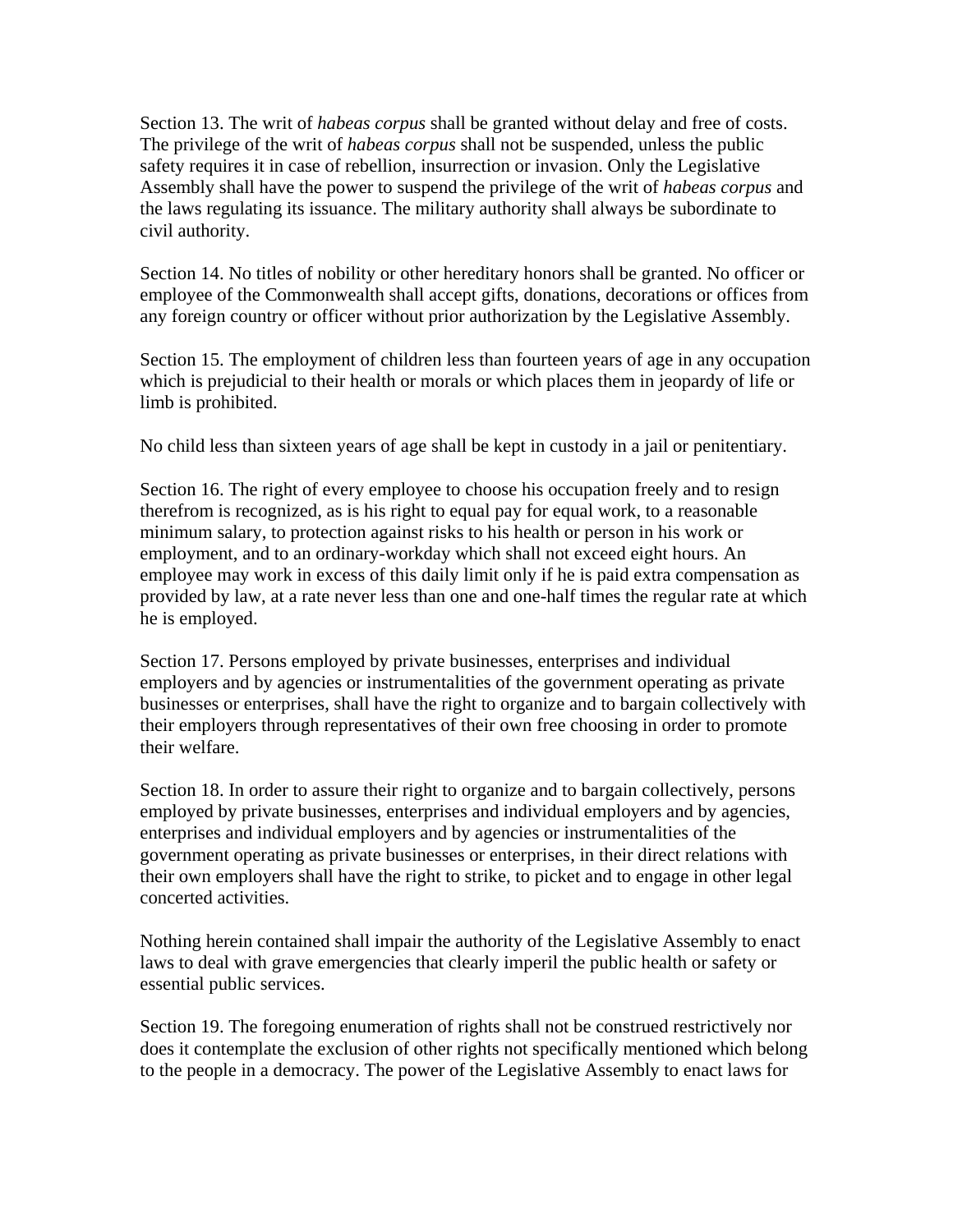Section 13. The writ of *habeas corpus* shall be granted without delay and free of costs. The privilege of the writ of *habeas corpus* shall not be suspended, unless the public safety requires it in case of rebellion, insurrection or invasion. Only the Legislative Assembly shall have the power to suspend the privilege of the writ of *habeas corpus* and the laws regulating its issuance. The military authority shall always be subordinate to civil authority.

Section 14. No titles of nobility or other hereditary honors shall be granted. No officer or employee of the Commonwealth shall accept gifts, donations, decorations or offices from any foreign country or officer without prior authorization by the Legislative Assembly.

Section 15. The employment of children less than fourteen years of age in any occupation which is prejudicial to their health or morals or which places them in jeopardy of life or limb is prohibited.

No child less than sixteen years of age shall be kept in custody in a jail or penitentiary.

Section 16. The right of every employee to choose his occupation freely and to resign therefrom is recognized, as is his right to equal pay for equal work, to a reasonable minimum salary, to protection against risks to his health or person in his work or employment, and to an ordinary-workday which shall not exceed eight hours. An employee may work in excess of this daily limit only if he is paid extra compensation as provided by law, at a rate never less than one and one-half times the regular rate at which he is employed.

Section 17. Persons employed by private businesses, enterprises and individual employers and by agencies or instrumentalities of the government operating as private businesses or enterprises, shall have the right to organize and to bargain collectively with their employers through representatives of their own free choosing in order to promote their welfare.

Section 18. In order to assure their right to organize and to bargain collectively, persons employed by private businesses, enterprises and individual employers and by agencies, enterprises and individual employers and by agencies or instrumentalities of the government operating as private businesses or enterprises, in their direct relations with their own employers shall have the right to strike, to picket and to engage in other legal concerted activities.

Nothing herein contained shall impair the authority of the Legislative Assembly to enact laws to deal with grave emergencies that clearly imperil the public health or safety or essential public services.

Section 19. The foregoing enumeration of rights shall not be construed restrictively nor does it contemplate the exclusion of other rights not specifically mentioned which belong to the people in a democracy. The power of the Legislative Assembly to enact laws for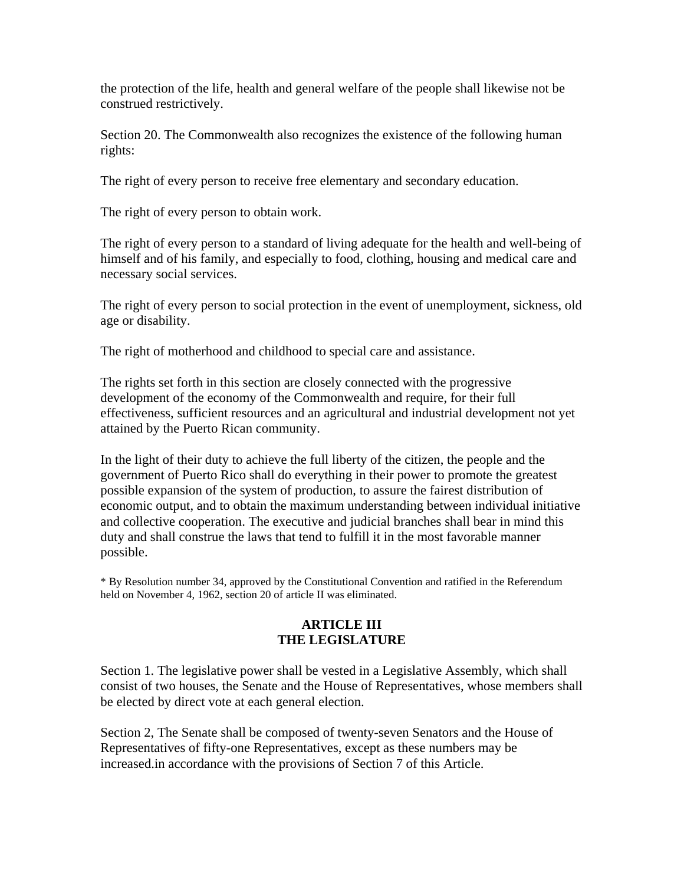the protection of the life, health and general welfare of the people shall likewise not be construed restrictively.

Section 20. The Commonwealth also recognizes the existence of the following human rights:

The right of every person to receive free elementary and secondary education.

The right of every person to obtain work.

The right of every person to a standard of living adequate for the health and well-being of himself and of his family, and especially to food, clothing, housing and medical care and necessary social services.

The right of every person to social protection in the event of unemployment, sickness, old age or disability.

The right of motherhood and childhood to special care and assistance.

The rights set forth in this section are closely connected with the progressive development of the economy of the Commonwealth and require, for their full effectiveness, sufficient resources and an agricultural and industrial development not yet attained by the Puerto Rican community.

In the light of their duty to achieve the full liberty of the citizen, the people and the government of Puerto Rico shall do everything in their power to promote the greatest possible expansion of the system of production, to assure the fairest distribution of economic output, and to obtain the maximum understanding between individual initiative and collective cooperation. The executive and judicial branches shall bear in mind this duty and shall construe the laws that tend to fulfill it in the most favorable manner possible.

* By Resolution number 34, approved by the Constitutional Convention and ratified in the Referendum held on November 4, 1962, section 20 of article II was eliminated.

## ARTICLE III
## THE LEGISLATURE

Section 1. The legislative power shall be vested in a Legislative Assembly, which shall consist of two houses, the Senate and the House of Representatives, whose members shall be elected by direct vote at each general election.

Section 2, The Senate shall be composed of twenty-seven Senators and the House of Representatives of fifty-one Representatives, except as these numbers may be increased.in accordance with the provisions of Section 7 of this Article.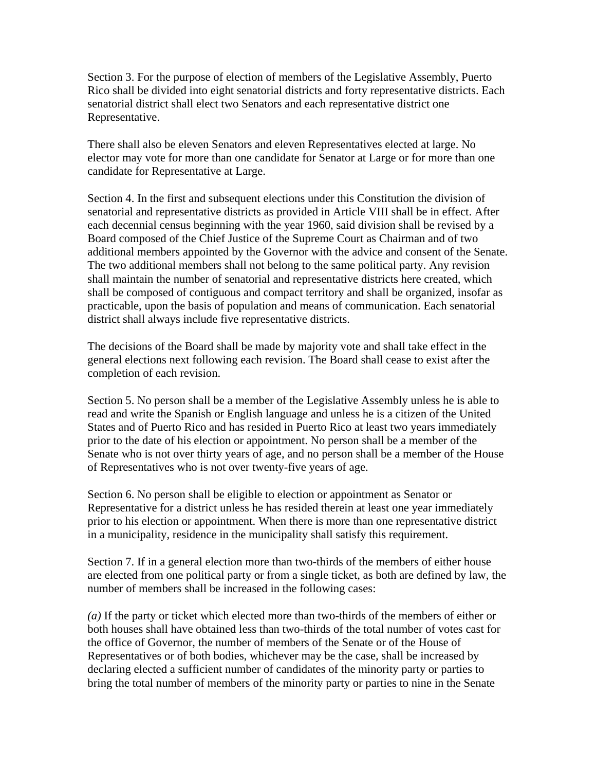Section 3. For the purpose of election of members of the Legislative Assembly, Puerto Rico shall be divided into eight senatorial districts and forty representative districts. Each senatorial district shall elect two Senators and each representative district one Representative.

There shall also be eleven Senators and eleven Representatives elected at large. No elector may vote for more than one candidate for Senator at Large or for more than one candidate for Representative at Large.

Section 4. In the first and subsequent elections under this Constitution the division of senatorial and representative districts as provided in Article VIII shall be in effect. After each decennial census beginning with the year 1960, said division shall be revised by a Board composed of the Chief Justice of the Supreme Court as Chairman and of two additional members appointed by the Governor with the advice and consent of the Senate. The two additional members shall not belong to the same political party. Any revision shall maintain the number of senatorial and representative districts here created, which shall be composed of contiguous and compact territory and shall be organized, insofar as practicable, upon the basis of population and means of communication. Each senatorial district shall always include five representative districts.

The decisions of the Board shall be made by majority vote and shall take effect in the general elections next following each revision. The Board shall cease to exist after the completion of each revision.

Section 5. No person shall be a member of the Legislative Assembly unless he is able to read and write the Spanish or English language and unless he is a citizen of the United States and of Puerto Rico and has resided in Puerto Rico at least two years immediately prior to the date of his election or appointment. No person shall be a member of the Senate who is not over thirty years of age, and no person shall be a member of the House of Representatives who is not over twenty-five years of age.

Section 6. No person shall be eligible to election or appointment as Senator or Representative for a district unless he has resided therein at least one year immediately prior to his election or appointment. When there is more than one representative district in a municipality, residence in the municipality shall satisfy this requirement.

Section 7. If in a general election more than two-thirds of the members of either house are elected from one political party or from a single ticket, as both are defined by law, the number of members shall be increased in the following cases:

*(a)* If the party or ticket which elected more than two-thirds of the members of either or both houses shall have obtained less than two-thirds of the total number of votes cast for the office of Governor, the number of members of the Senate or of the House of Representatives or of both bodies, whichever may be the case, shall be increased by declaring elected a sufficient number of candidates of the minority party or parties to bring the total number of members of the minority party or parties to nine in the Senate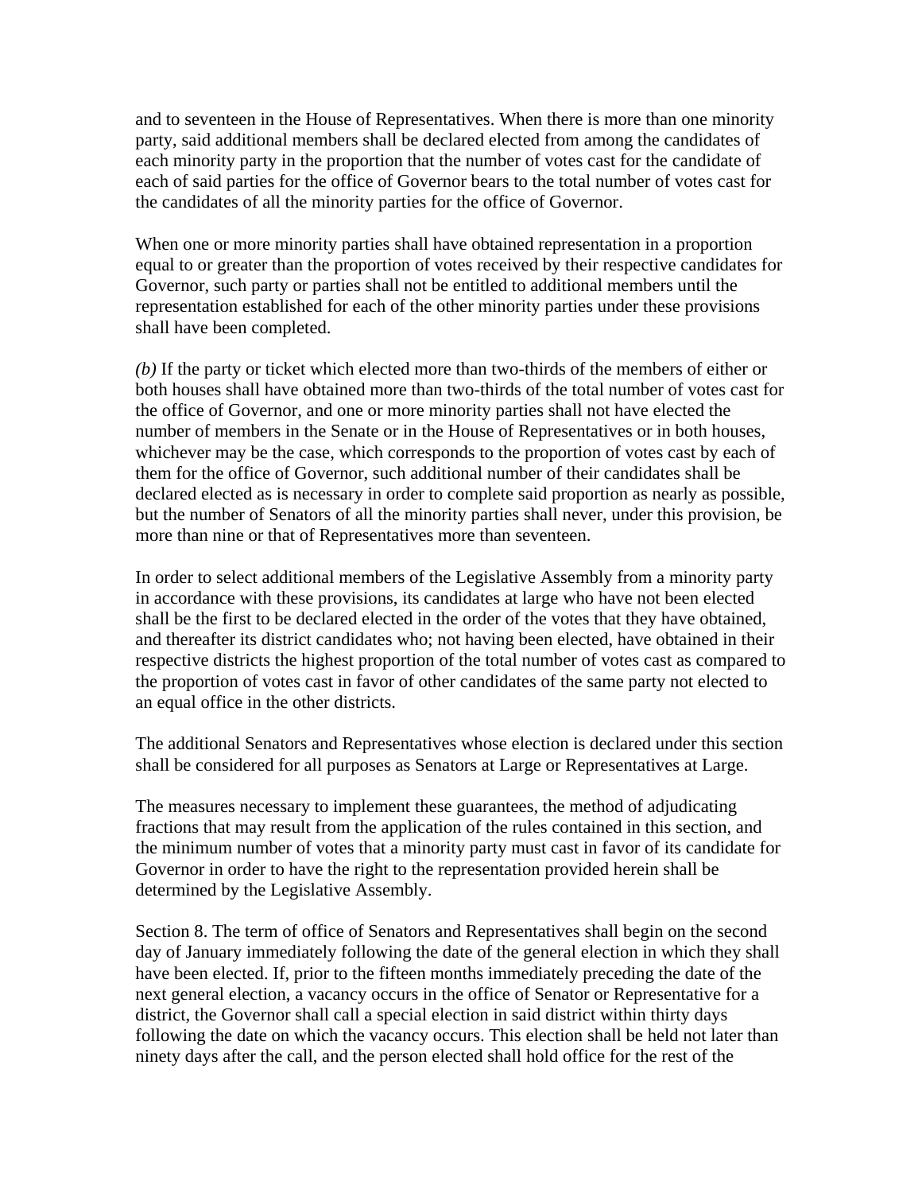and to seventeen in the House of Representatives. When there is more than one minority party, said additional members shall be declared elected from among the candidates of each minority party in the proportion that the number of votes cast for the candidate of each of said parties for the office of Governor bears to the total number of votes cast for the candidates of all the minority parties for the office of Governor.

When one or more minority parties shall have obtained representation in a proportion equal to or greater than the proportion of votes received by their respective candidates for Governor, such party or parties shall not be entitled to additional members until the representation established for each of the other minority parties under these provisions shall have been completed.

*(b)* If the party or ticket which elected more than two-thirds of the members of either or both houses shall have obtained more than two-thirds of the total number of votes cast for the office of Governor, and one or more minority parties shall not have elected the number of members in the Senate or in the House of Representatives or in both houses, whichever may be the case, which corresponds to the proportion of votes cast by each of them for the office of Governor, such additional number of their candidates shall be declared elected as is necessary in order to complete said proportion as nearly as possible, but the number of Senators of all the minority parties shall never, under this provision, be more than nine or that of Representatives more than seventeen.

In order to select additional members of the Legislative Assembly from a minority party in accordance with these provisions, its candidates at large who have not been elected shall be the first to be declared elected in the order of the votes that they have obtained, and thereafter its district candidates who; not having been elected, have obtained in their respective districts the highest proportion of the total number of votes cast as compared to the proportion of votes cast in favor of other candidates of the same party not elected to an equal office in the other districts.

The additional Senators and Representatives whose election is declared under this section shall be considered for all purposes as Senators at Large or Representatives at Large.

The measures necessary to implement these guarantees, the method of adjudicating fractions that may result from the application of the rules contained in this section, and the minimum number of votes that a minority party must cast in favor of its candidate for Governor in order to have the right to the representation provided herein shall be determined by the Legislative Assembly.

Section 8. The term of office of Senators and Representatives shall begin on the second day of January immediately following the date of the general election in which they shall have been elected. If, prior to the fifteen months immediately preceding the date of the next general election, a vacancy occurs in the office of Senator or Representative for a district, the Governor shall call a special election in said district within thirty days following the date on which the vacancy occurs. This election shall be held not later than ninety days after the call, and the person elected shall hold office for the rest of the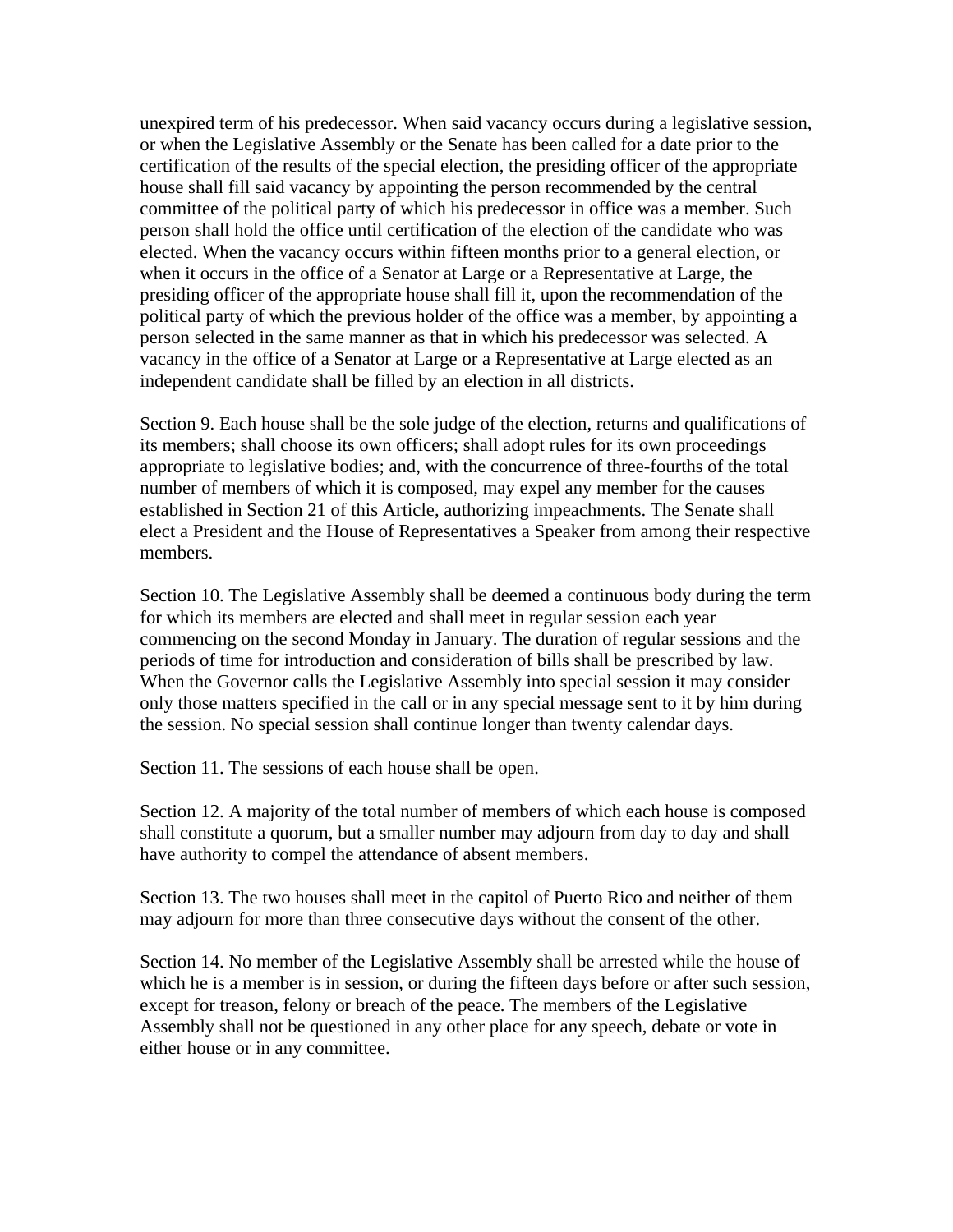unexpired term of his predecessor. When said vacancy occurs during a legislative session, or when the Legislative Assembly or the Senate has been called for a date prior to the certification of the results of the special election, the presiding officer of the appropriate house shall fill said vacancy by appointing the person recommended by the central committee of the political party of which his predecessor in office was a member. Such person shall hold the office until certification of the election of the candidate who was elected. When the vacancy occurs within fifteen months prior to a general election, or when it occurs in the office of a Senator at Large or a Representative at Large, the presiding officer of the appropriate house shall fill it, upon the recommendation of the political party of which the previous holder of the office was a member, by appointing a person selected in the same manner as that in which his predecessor was selected. A vacancy in the office of a Senator at Large or a Representative at Large elected as an independent candidate shall be filled by an election in all districts.

Section 9. Each house shall be the sole judge of the election, returns and qualifications of its members; shall choose its own officers; shall adopt rules for its own proceedings appropriate to legislative bodies; and, with the concurrence of three-fourths of the total number of members of which it is composed, may expel any member for the causes established in Section 21 of this Article, authorizing impeachments. The Senate shall elect a President and the House of Representatives a Speaker from among their respective members.

Section 10. The Legislative Assembly shall be deemed a continuous body during the term for which its members are elected and shall meet in regular session each year commencing on the second Monday in January. The duration of regular sessions and the periods of time for introduction and consideration of bills shall be prescribed by law. When the Governor calls the Legislative Assembly into special session it may consider only those matters specified in the call or in any special message sent to it by him during the session. No special session shall continue longer than twenty calendar days.

Section 11. The sessions of each house shall be open.

Section 12. A majority of the total number of members of which each house is composed shall constitute a quorum, but a smaller number may adjourn from day to day and shall have authority to compel the attendance of absent members.

Section 13. The two houses shall meet in the capitol of Puerto Rico and neither of them may adjourn for more than three consecutive days without the consent of the other.

Section 14. No member of the Legislative Assembly shall be arrested while the house of which he is a member is in session, or during the fifteen days before or after such session, except for treason, felony or breach of the peace. The members of the Legislative Assembly shall not be questioned in any other place for any speech, debate or vote in either house or in any committee.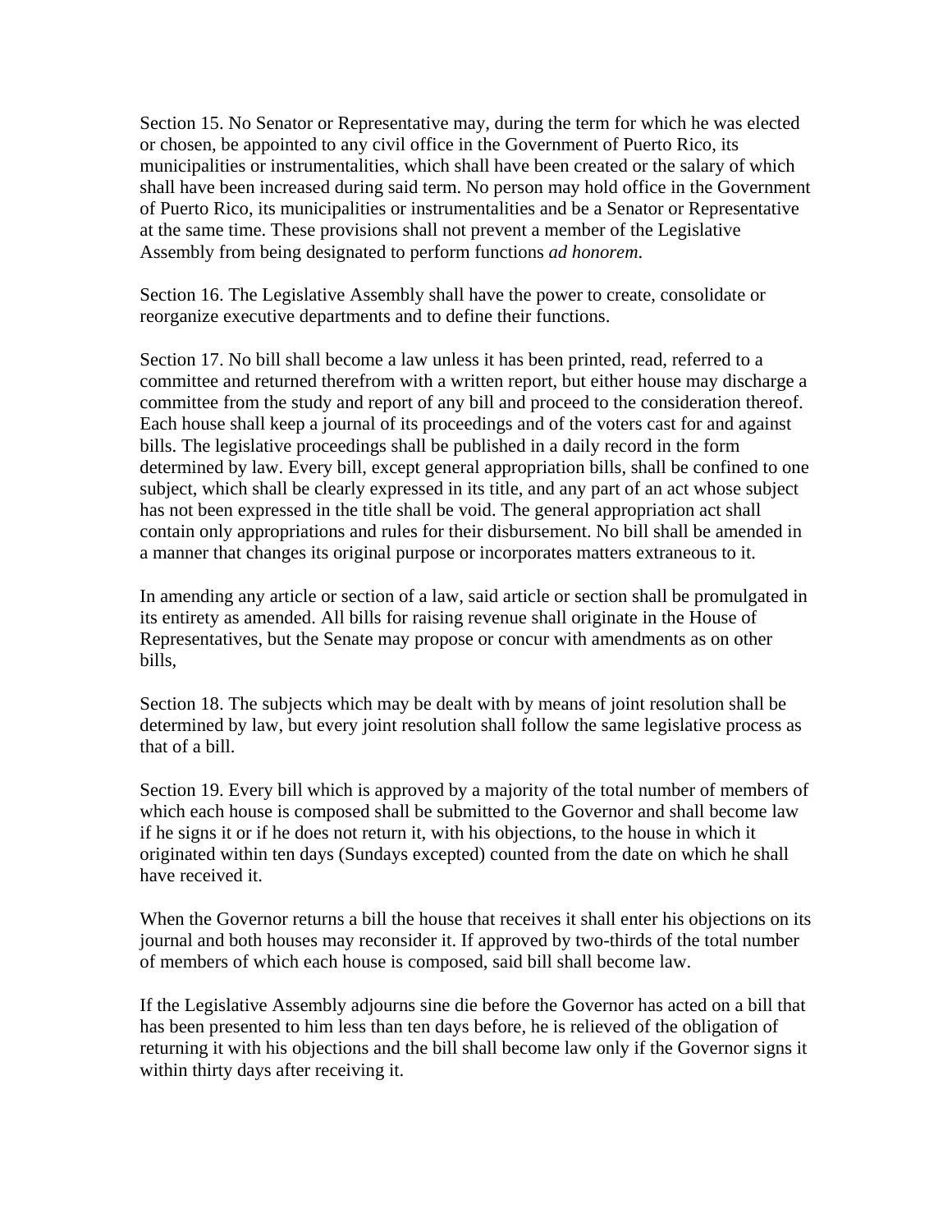Section 15. No Senator or Representative may, during the term for which he was elected or chosen, be appointed to any civil office in the Government of Puerto Rico, its municipalities or instrumentalities, which shall have been created or the salary of which shall have been increased during said term. No person may hold office in the Government of Puerto Rico, its municipalities or instrumentalities and be a Senator or Representative at the same time. These provisions shall not prevent a member of the Legislative Assembly from being designated to perform functions *ad honorem*.

Section 16. The Legislative Assembly shall have the power to create, consolidate or reorganize executive departments and to define their functions.

Section 17. No bill shall become a law unless it has been printed, read, referred to a committee and returned therefrom with a written report, but either house may discharge a committee from the study and report of any bill and proceed to the consideration thereof. Each house shall keep a journal of its proceedings and of the voters cast for and against bills. The legislative proceedings shall be published in a daily record in the form determined by law. Every bill, except general appropriation bills, shall be confined to one subject, which shall be clearly expressed in its title, and any part of an act whose subject has not been expressed in the title shall be void. The general appropriation act shall contain only appropriations and rules for their disbursement. No bill shall be amended in a manner that changes its original purpose or incorporates matters extraneous to it.

In amending any article or section of a law, said article or section shall be promulgated in its entirety as amended. All bills for raising revenue shall originate in the House of Representatives, but the Senate may propose or concur with amendments as on other bills,

Section 18. The subjects which may be dealt with by means of joint resolution shall be determined by law, but every joint resolution shall follow the same legislative process as that of a bill.

Section 19. Every bill which is approved by a majority of the total number of members of which each house is composed shall be submitted to the Governor and shall become law if he signs it or if he does not return it, with his objections, to the house in which it originated within ten days (Sundays excepted) counted from the date on which he shall have received it.

When the Governor returns a bill the house that receives it shall enter his objections on its journal and both houses may reconsider it. If approved by two-thirds of the total number of members of which each house is composed, said bill shall become law.

If the Legislative Assembly adjourns sine die before the Governor has acted on a bill that has been presented to him less than ten days before, he is relieved of the obligation of returning it with his objections and the bill shall become law only if the Governor signs it within thirty days after receiving it.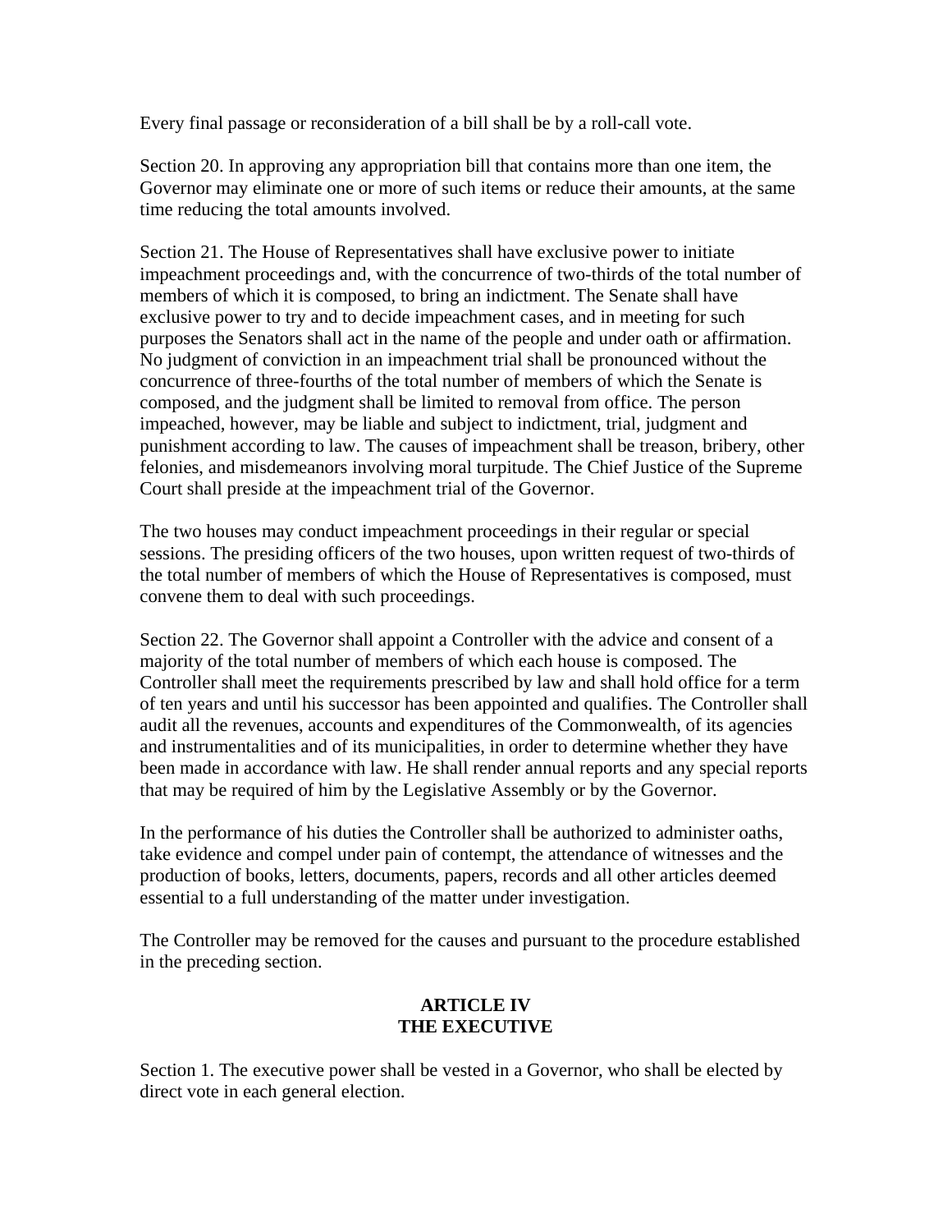Every final passage or reconsideration of a bill shall be by a roll-call vote.

Section 20. In approving any appropriation bill that contains more than one item, the Governor may eliminate one or more of such items or reduce their amounts, at the same time reducing the total amounts involved.

Section 21. The House of Representatives shall have exclusive power to initiate impeachment proceedings and, with the concurrence of two-thirds of the total number of members of which it is composed, to bring an indictment. The Senate shall have exclusive power to try and to decide impeachment cases, and in meeting for such purposes the Senators shall act in the name of the people and under oath or affirmation. No judgment of conviction in an impeachment trial shall be pronounced without the concurrence of three-fourths of the total number of members of which the Senate is composed, and the judgment shall be limited to removal from office. The person impeached, however, may be liable and subject to indictment, trial, judgment and punishment according to law. The causes of impeachment shall be treason, bribery, other felonies, and misdemeanors involving moral turpitude. The Chief Justice of the Supreme Court shall preside at the impeachment trial of the Governor.

The two houses may conduct impeachment proceedings in their regular or special sessions. The presiding officers of the two houses, upon written request of two-thirds of the total number of members of which the House of Representatives is composed, must convene them to deal with such proceedings.

Section 22. The Governor shall appoint a Controller with the advice and consent of a majority of the total number of members of which each house is composed. The Controller shall meet the requirements prescribed by law and shall hold office for a term of ten years and until his successor has been appointed and qualifies. The Controller shall audit all the revenues, accounts and expenditures of the Commonwealth, of its agencies and instrumentalities and of its municipalities, in order to determine whether they have been made in accordance with law. He shall render annual reports and any special reports that may be required of him by the Legislative Assembly or by the Governor.

In the performance of his duties the Controller shall be authorized to administer oaths, take evidence and compel under pain of contempt, the attendance of witnesses and the production of books, letters, documents, papers, records and all other articles deemed essential to a full understanding of the matter under investigation.

The Controller may be removed for the causes and pursuant to the procedure established in the preceding section.

## ARTICLE IV
## THE EXECUTIVE

Section 1. The executive power shall be vested in a Governor, who shall be elected by direct vote in each general election.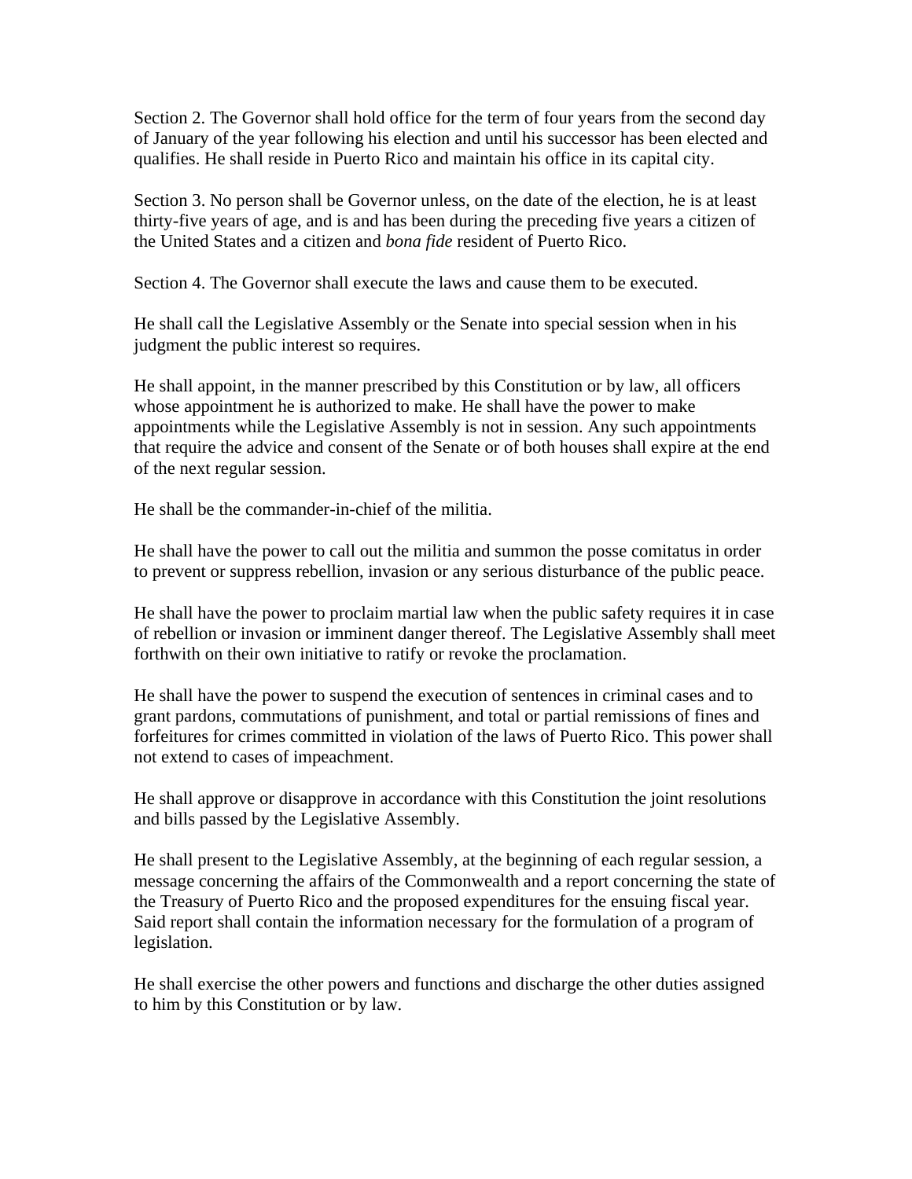Section 2. The Governor shall hold office for the term of four years from the second day of January of the year following his election and until his successor has been elected and qualifies. He shall reside in Puerto Rico and maintain his office in its capital city.

Section 3. No person shall be Governor unless, on the date of the election, he is at least thirty-five years of age, and is and has been during the preceding five years a citizen of the United States and a citizen and *bona fide* resident of Puerto Rico.

Section 4. The Governor shall execute the laws and cause them to be executed.

He shall call the Legislative Assembly or the Senate into special session when in his judgment the public interest so requires.

He shall appoint, in the manner prescribed by this Constitution or by law, all officers whose appointment he is authorized to make. He shall have the power to make appointments while the Legislative Assembly is not in session. Any such appointments that require the advice and consent of the Senate or of both houses shall expire at the end of the next regular session.

He shall be the commander-in-chief of the militia.

He shall have the power to call out the militia and summon the posse comitatus in order to prevent or suppress rebellion, invasion or any serious disturbance of the public peace.

He shall have the power to proclaim martial law when the public safety requires it in case of rebellion or invasion or imminent danger thereof. The Legislative Assembly shall meet forthwith on their own initiative to ratify or revoke the proclamation.

He shall have the power to suspend the execution of sentences in criminal cases and to grant pardons, commutations of punishment, and total or partial remissions of fines and forfeitures for crimes committed in violation of the laws of Puerto Rico. This power shall not extend to cases of impeachment.

He shall approve or disapprove in accordance with this Constitution the joint resolutions and bills passed by the Legislative Assembly.

He shall present to the Legislative Assembly, at the beginning of each regular session, a message concerning the affairs of the Commonwealth and a report concerning the state of the Treasury of Puerto Rico and the proposed expenditures for the ensuing fiscal year. Said report shall contain the information necessary for the formulation of a program of legislation.

He shall exercise the other powers and functions and discharge the other duties assigned to him by this Constitution or by law.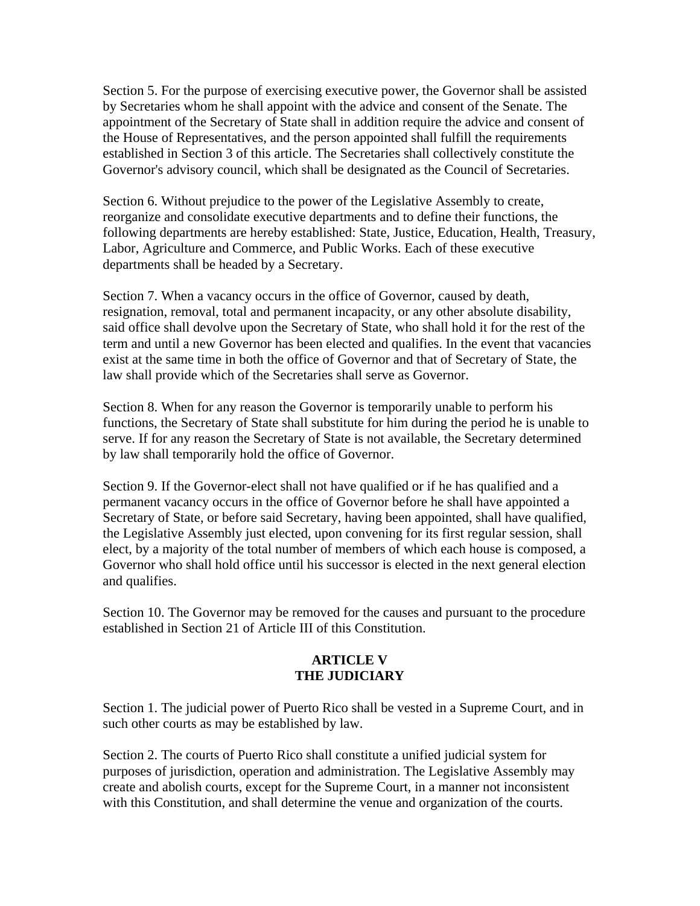Section 5. For the purpose of exercising executive power, the Governor shall be assisted by Secretaries whom he shall appoint with the advice and consent of the Senate. The appointment of the Secretary of State shall in addition require the advice and consent of the House of Representatives, and the person appointed shall fulfill the requirements established in Section 3 of this article. The Secretaries shall collectively constitute the Governor's advisory council, which shall be designated as the Council of Secretaries.

Section 6. Without prejudice to the power of the Legislative Assembly to create, reorganize and consolidate executive departments and to define their functions, the following departments are hereby established: State, Justice, Education, Health, Treasury, Labor, Agriculture and Commerce, and Public Works. Each of these executive departments shall be headed by a Secretary.

Section 7. When a vacancy occurs in the office of Governor, caused by death, resignation, removal, total and permanent incapacity, or any other absolute disability, said office shall devolve upon the Secretary of State, who shall hold it for the rest of the term and until a new Governor has been elected and qualifies. In the event that vacancies exist at the same time in both the office of Governor and that of Secretary of State, the law shall provide which of the Secretaries shall serve as Governor.

Section 8. When for any reason the Governor is temporarily unable to perform his functions, the Secretary of State shall substitute for him during the period he is unable to serve. If for any reason the Secretary of State is not available, the Secretary determined by law shall temporarily hold the office of Governor.

Section 9. If the Governor-elect shall not have qualified or if he has qualified and a permanent vacancy occurs in the office of Governor before he shall have appointed a Secretary of State, or before said Secretary, having been appointed, shall have qualified, the Legislative Assembly just elected, upon convening for its first regular session, shall elect, by a majority of the total number of members of which each house is composed, a Governor who shall hold office until his successor is elected in the next general election and qualifies.

Section 10. The Governor may be removed for the causes and pursuant to the procedure established in Section 21 of Article III of this Constitution.

## ARTICLE V
## THE JUDICIARY

Section 1. The judicial power of Puerto Rico shall be vested in a Supreme Court, and in such other courts as may be established by law.

Section 2. The courts of Puerto Rico shall constitute a unified judicial system for purposes of jurisdiction, operation and administration. The Legislative Assembly may create and abolish courts, except for the Supreme Court, in a manner not inconsistent with this Constitution, and shall determine the venue and organization of the courts.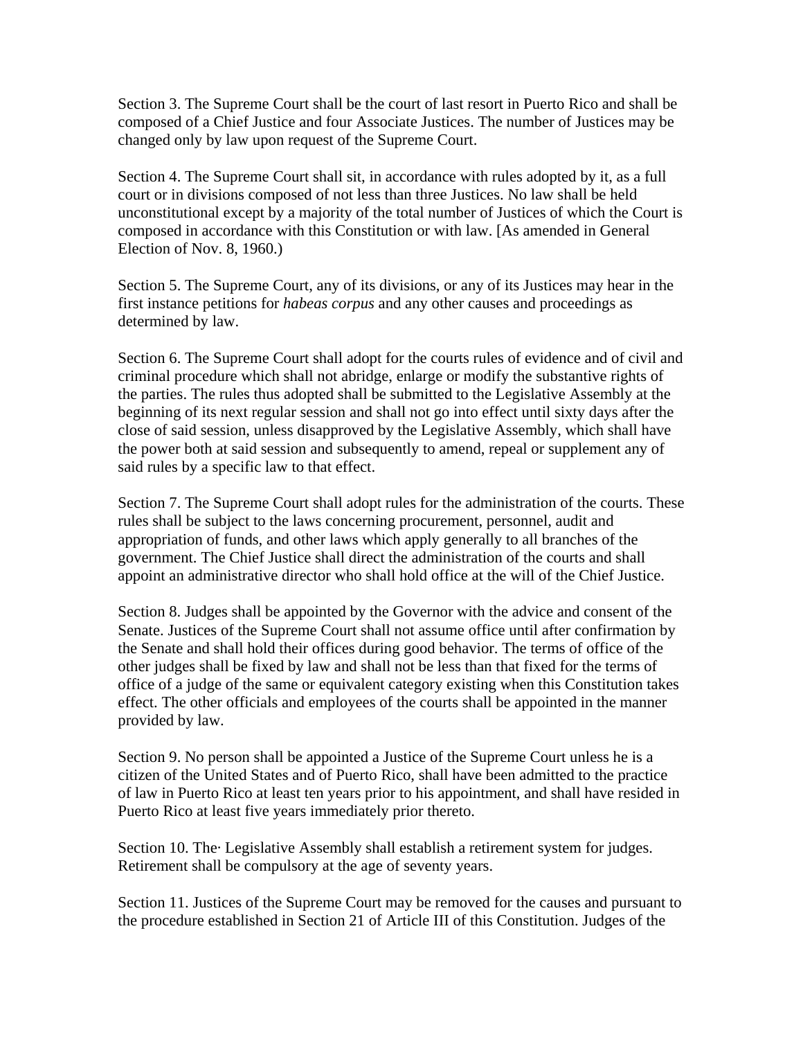Section 3. The Supreme Court shall be the court of last resort in Puerto Rico and shall be composed of a Chief Justice and four Associate Justices. The number of Justices may be changed only by law upon request of the Supreme Court.

Section 4. The Supreme Court shall sit, in accordance with rules adopted by it, as a full court or in divisions composed of not less than three Justices. No law shall be held unconstitutional except by a majority of the total number of Justices of which the Court is composed in accordance with this Constitution or with law. [As amended in General Election of Nov. 8, 1960.)

Section 5. The Supreme Court, any of its divisions, or any of its Justices may hear in the first instance petitions for *habeas corpus* and any other causes and proceedings as determined by law.

Section 6. The Supreme Court shall adopt for the courts rules of evidence and of civil and criminal procedure which shall not abridge, enlarge or modify the substantive rights of the parties. The rules thus adopted shall be submitted to the Legislative Assembly at the beginning of its next regular session and shall not go into effect until sixty days after the close of said session, unless disapproved by the Legislative Assembly, which shall have the power both at said session and subsequently to amend, repeal or supplement any of said rules by a specific law to that effect.

Section 7. The Supreme Court shall adopt rules for the administration of the courts. These rules shall be subject to the laws concerning procurement, personnel, audit and appropriation of funds, and other laws which apply generally to all branches of the government. The Chief Justice shall direct the administration of the courts and shall appoint an administrative director who shall hold office at the will of the Chief Justice.

Section 8. Judges shall be appointed by the Governor with the advice and consent of the Senate. Justices of the Supreme Court shall not assume office until after confirmation by the Senate and shall hold their offices during good behavior. The terms of office of the other judges shall be fixed by law and shall not be less than that fixed for the terms of office of a judge of the same or equivalent category existing when this Constitution takes effect. The other officials and employees of the courts shall be appointed in the manner provided by law.

Section 9. No person shall be appointed a Justice of the Supreme Court unless he is a citizen of the United States and of Puerto Rico, shall have been admitted to the practice of law in Puerto Rico at least ten years prior to his appointment, and shall have resided in Puerto Rico at least five years immediately prior thereto.

Section 10. The· Legislative Assembly shall establish a retirement system for judges. Retirement shall be compulsory at the age of seventy years.

Section 11. Justices of the Supreme Court may be removed for the causes and pursuant to the procedure established in Section 21 of Article III of this Constitution. Judges of the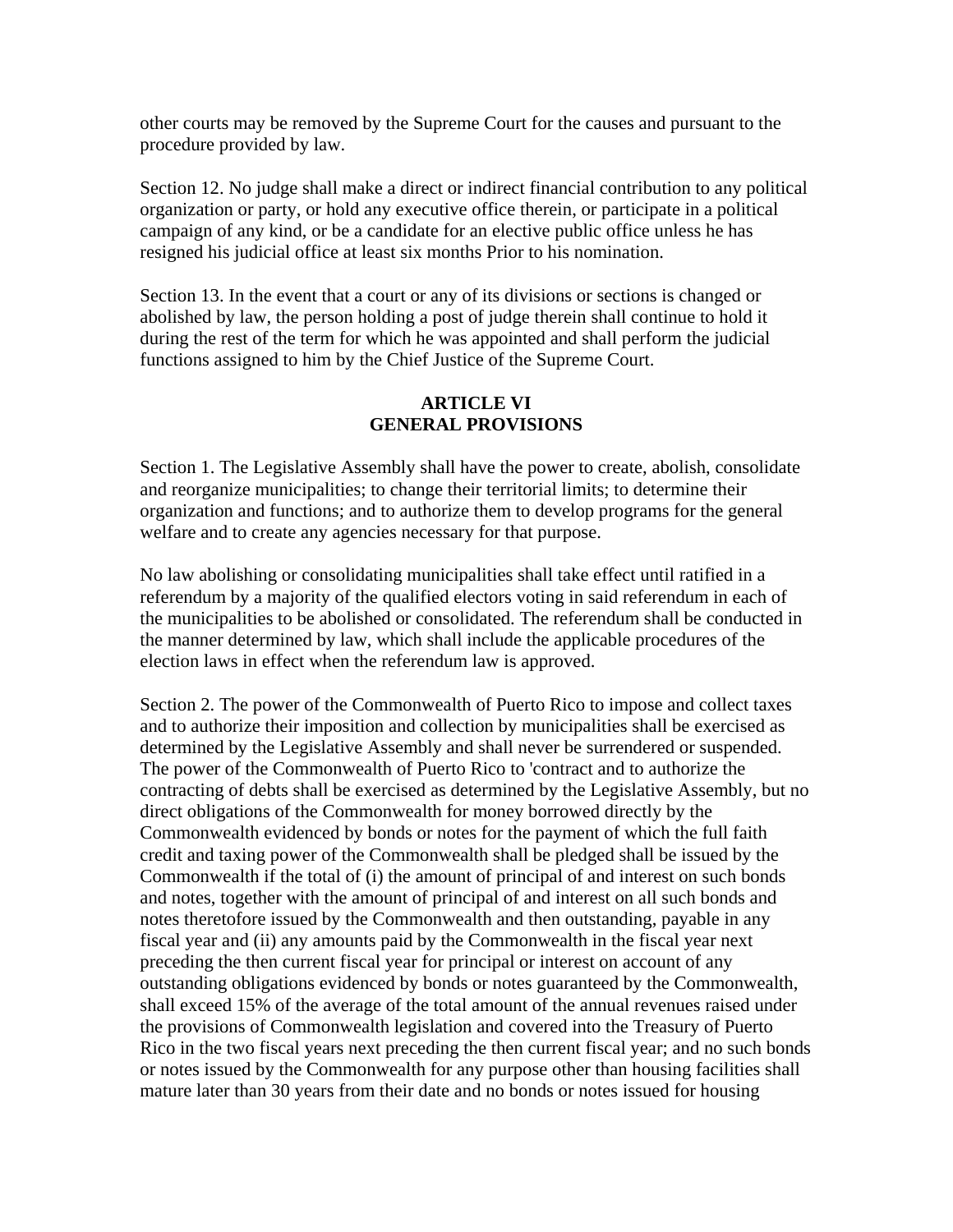other courts may be removed by the Supreme Court for the causes and pursuant to the procedure provided by law.

Section 12. No judge shall make a direct or indirect financial contribution to any political organization or party, or hold any executive office therein, or participate in a political campaign of any kind, or be a candidate for an elective public office unless he has resigned his judicial office at least six months Prior to his nomination.

Section 13. In the event that a court or any of its divisions or sections is changed or abolished by law, the person holding a post of judge therein shall continue to hold it during the rest of the term for which he was appointed and shall perform the judicial functions assigned to him by the Chief Justice of the Supreme Court.

## ARTICLE VI
## GENERAL PROVISIONS

Section 1. The Legislative Assembly shall have the power to create, abolish, consolidate and reorganize municipalities; to change their territorial limits; to determine their organization and functions; and to authorize them to develop programs for the general welfare and to create any agencies necessary for that purpose.

No law abolishing or consolidating municipalities shall take effect until ratified in a referendum by a majority of the qualified electors voting in said referendum in each of the municipalities to be abolished or consolidated. The referendum shall be conducted in the manner determined by law, which shall include the applicable procedures of the election laws in effect when the referendum law is approved.

Section 2. The power of the Commonwealth of Puerto Rico to impose and collect taxes and to authorize their imposition and collection by municipalities shall be exercised as determined by the Legislative Assembly and shall never be surrendered or suspended. The power of the Commonwealth of Puerto Rico to 'contract and to authorize the contracting of debts shall be exercised as determined by the Legislative Assembly, but no direct obligations of the Commonwealth for money borrowed directly by the Commonwealth evidenced by bonds or notes for the payment of which the full faith credit and taxing power of the Commonwealth shall be pledged shall be issued by the Commonwealth if the total of (i) the amount of principal of and interest on such bonds and notes, together with the amount of principal of and interest on all such bonds and notes theretofore issued by the Commonwealth and then outstanding, payable in any fiscal year and (ii) any amounts paid by the Commonwealth in the fiscal year next preceding the then current fiscal year for principal or interest on account of any outstanding obligations evidenced by bonds or notes guaranteed by the Commonwealth, shall exceed 15% of the average of the total amount of the annual revenues raised under the provisions of Commonwealth legislation and covered into the Treasury of Puerto Rico in the two fiscal years next preceding the then current fiscal year; and no such bonds or notes issued by the Commonwealth for any purpose other than housing facilities shall mature later than 30 years from their date and no bonds or notes issued for housing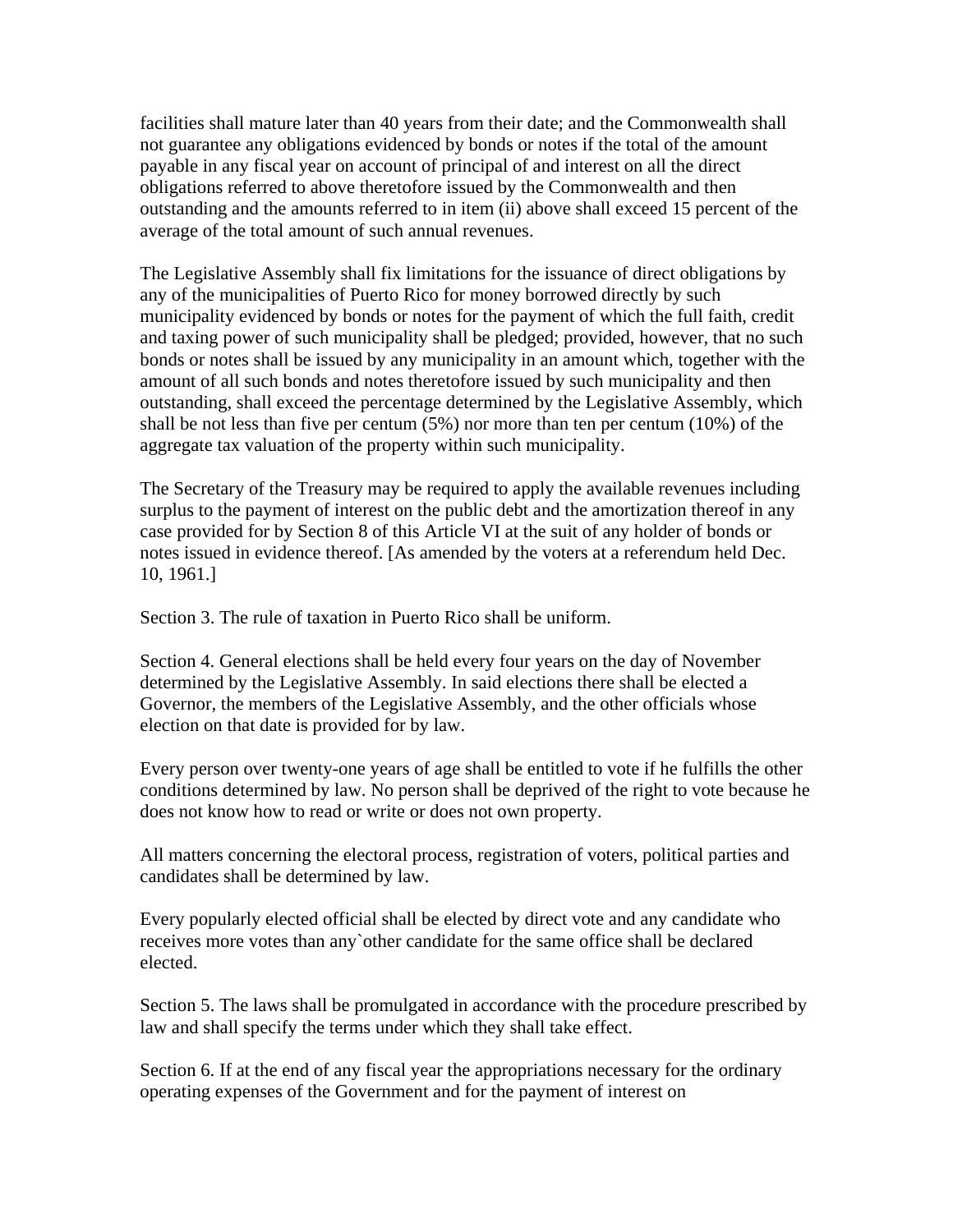facilities shall mature later than 40 years from their date; and the Commonwealth shall not guarantee any obligations evidenced by bonds or notes if the total of the amount payable in any fiscal year on account of principal of and interest on all the direct obligations referred to above theretofore issued by the Commonwealth and then outstanding and the amounts referred to in item (ii) above shall exceed 15 percent of the average of the total amount of such annual revenues.

The Legislative Assembly shall fix limitations for the issuance of direct obligations by any of the municipalities of Puerto Rico for money borrowed directly by such municipality evidenced by bonds or notes for the payment of which the full faith, credit and taxing power of such municipality shall be pledged; provided, however, that no such bonds or notes shall be issued by any municipality in an amount which, together with the amount of all such bonds and notes theretofore issued by such municipality and then outstanding, shall exceed the percentage determined by the Legislative Assembly, which shall be not less than five per centum (5%) nor more than ten per centum (10%) of the aggregate tax valuation of the property within such municipality.

The Secretary of the Treasury may be required to apply the available revenues including surplus to the payment of interest on the public debt and the amortization thereof in any case provided for by Section 8 of this Article VI at the suit of any holder of bonds or notes issued in evidence thereof. [As amended by the voters at a referendum held Dec. 10, 1961.]

Section 3. The rule of taxation in Puerto Rico shall be uniform.

Section 4. General elections shall be held every four years on the day of November determined by the Legislative Assembly. In said elections there shall be elected a Governor, the members of the Legislative Assembly, and the other officials whose election on that date is provided for by law.

Every person over twenty-one years of age shall be entitled to vote if he fulfills the other conditions determined by law. No person shall be deprived of the right to vote because he does not know how to read or write or does not own property.

All matters concerning the electoral process, registration of voters, political parties and candidates shall be determined by law.

Every popularly elected official shall be elected by direct vote and any candidate who receives more votes than any`other candidate for the same office shall be declared elected.

Section 5. The laws shall be promulgated in accordance with the procedure prescribed by law and shall specify the terms under which they shall take effect.

Section 6. If at the end of any fiscal year the appropriations necessary for the ordinary operating expenses of the Government and for the payment of interest on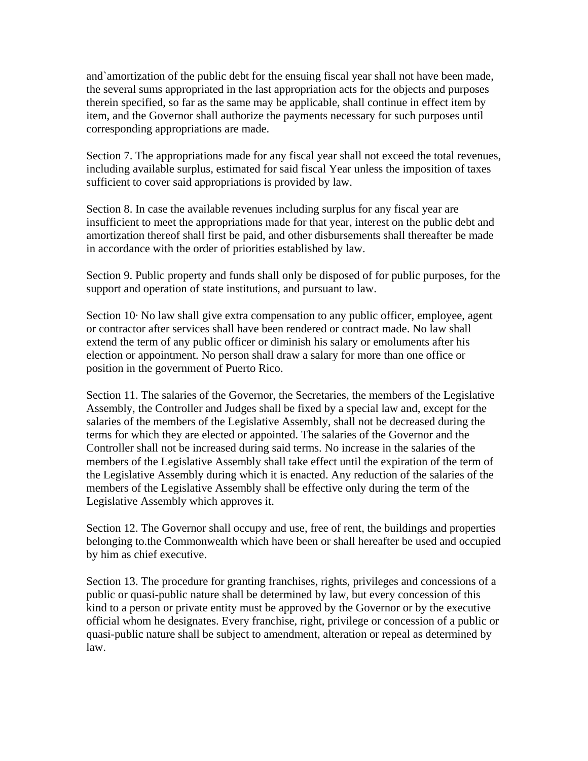and`amortization of the public debt for the ensuing fiscal year shall not have been made, the several sums appropriated in the last appropriation acts for the objects and purposes therein specified, so far as the same may be applicable, shall continue in effect item by item, and the Governor shall authorize the payments necessary for such purposes until corresponding appropriations are made.

Section 7. The appropriations made for any fiscal year shall not exceed the total revenues, including available surplus, estimated for said fiscal Year unless the imposition of taxes sufficient to cover said appropriations is provided by law.

Section 8. In case the available revenues including surplus for any fiscal year are insufficient to meet the appropriations made for that year, interest on the public debt and amortization thereof shall first be paid, and other disbursements shall thereafter be made in accordance with the order of priorities established by law.

Section 9. Public property and funds shall only be disposed of for public purposes, for the support and operation of state institutions, and pursuant to law.

Section 10· No law shall give extra compensation to any public officer, employee, agent or contractor after services shall have been rendered or contract made. No law shall extend the term of any public officer or diminish his salary or emoluments after his election or appointment. No person shall draw a salary for more than one office or position in the government of Puerto Rico.

Section 11. The salaries of the Governor, the Secretaries, the members of the Legislative Assembly, the Controller and Judges shall be fixed by a special law and, except for the salaries of the members of the Legislative Assembly, shall not be decreased during the terms for which they are elected or appointed. The salaries of the Governor and the Controller shall not be increased during said terms. No increase in the salaries of the members of the Legislative Assembly shall take effect until the expiration of the term of the Legislative Assembly during which it is enacted. Any reduction of the salaries of the members of the Legislative Assembly shall be effective only during the term of the Legislative Assembly which approves it.

Section 12. The Governor shall occupy and use, free of rent, the buildings and properties belonging to.the Commonwealth which have been or shall hereafter be used and occupied by him as chief executive.

Section 13. The procedure for granting franchises, rights, privileges and concessions of a public or quasi-public nature shall be determined by law, but every concession of this kind to a person or private entity must be approved by the Governor or by the executive official whom he designates. Every franchise, right, privilege or concession of a public or quasi-public nature shall be subject to amendment, alteration or repeal as determined by law.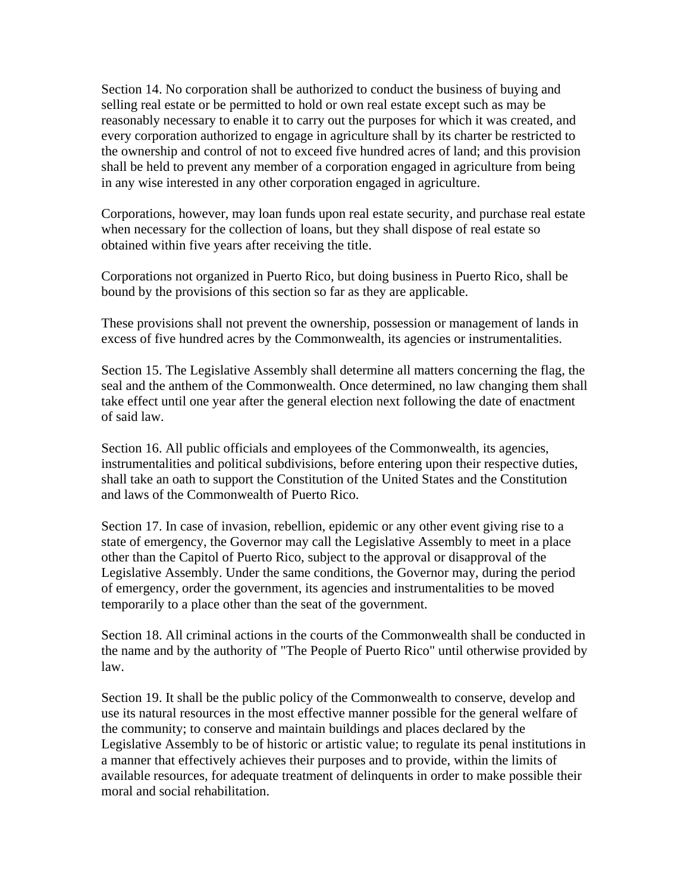Section 14. No corporation shall be authorized to conduct the business of buying and selling real estate or be permitted to hold or own real estate except such as may be reasonably necessary to enable it to carry out the purposes for which it was created, and every corporation authorized to engage in agriculture shall by its charter be restricted to the ownership and control of not to exceed five hundred acres of land; and this provision shall be held to prevent any member of a corporation engaged in agriculture from being in any wise interested in any other corporation engaged in agriculture.

Corporations, however, may loan funds upon real estate security, and purchase real estate when necessary for the collection of loans, but they shall dispose of real estate so obtained within five years after receiving the title.

Corporations not organized in Puerto Rico, but doing business in Puerto Rico, shall be bound by the provisions of this section so far as they are applicable.

These provisions shall not prevent the ownership, possession or management of lands in excess of five hundred acres by the Commonwealth, its agencies or instrumentalities.

Section 15. The Legislative Assembly shall determine all matters concerning the flag, the seal and the anthem of the Commonwealth. Once determined, no law changing them shall take effect until one year after the general election next following the date of enactment of said law.

Section 16. All public officials and employees of the Commonwealth, its agencies, instrumentalities and political subdivisions, before entering upon their respective duties, shall take an oath to support the Constitution of the United States and the Constitution and laws of the Commonwealth of Puerto Rico.

Section 17. In case of invasion, rebellion, epidemic or any other event giving rise to a state of emergency, the Governor may call the Legislative Assembly to meet in a place other than the Capitol of Puerto Rico, subject to the approval or disapproval of the Legislative Assembly. Under the same conditions, the Governor may, during the period of emergency, order the government, its agencies and instrumentalities to be moved temporarily to a place other than the seat of the government.

Section 18. All criminal actions in the courts of the Commonwealth shall be conducted in the name and by the authority of "The People of Puerto Rico" until otherwise provided by law.

Section 19. It shall be the public policy of the Commonwealth to conserve, develop and use its natural resources in the most effective manner possible for the general welfare of the community; to conserve and maintain buildings and places declared by the Legislative Assembly to be of historic or artistic value; to regulate its penal institutions in a manner that effectively achieves their purposes and to provide, within the limits of available resources, for adequate treatment of delinquents in order to make possible their moral and social rehabilitation.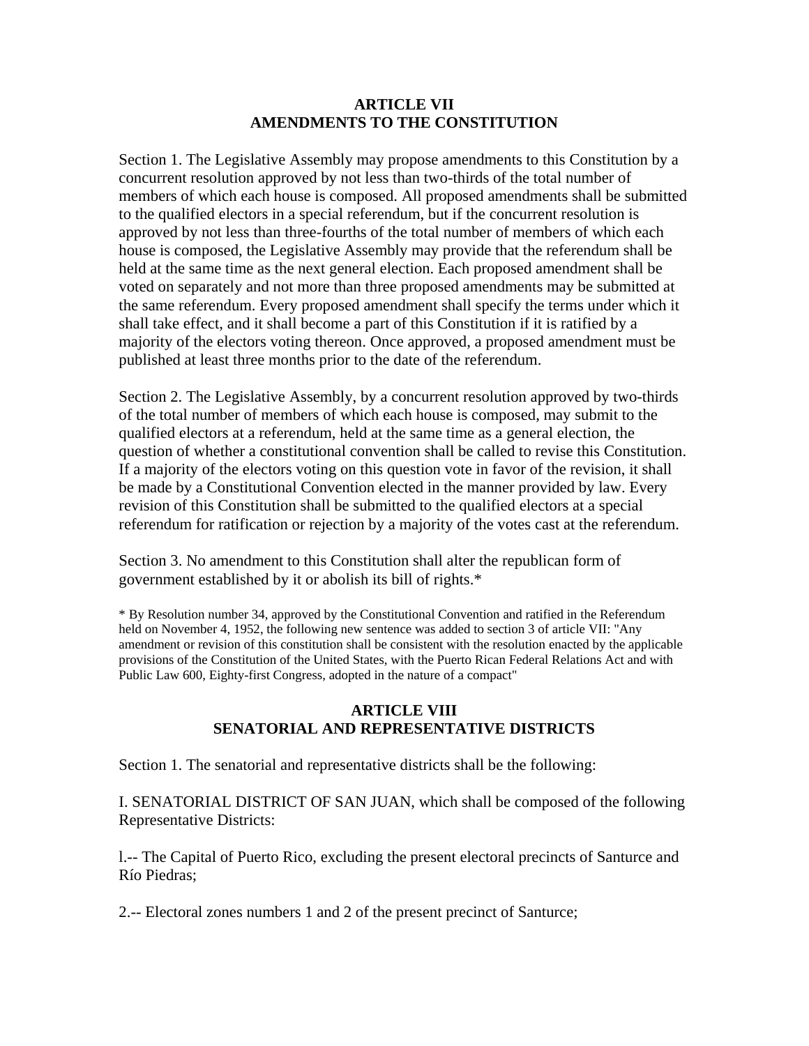## ARTICLE VII
## AMENDMENTS TO THE CONSTITUTION

Section 1. The Legislative Assembly may propose amendments to this Constitution by a concurrent resolution approved by not less than two-thirds of the total number of members of which each house is composed. All proposed amendments shall be submitted to the qualified electors in a special referendum, but if the concurrent resolution is approved by not less than three-fourths of the total number of members of which each house is composed, the Legislative Assembly may provide that the referendum shall be held at the same time as the next general election. Each proposed amendment shall be voted on separately and not more than three proposed amendments may be submitted at the same referendum. Every proposed amendment shall specify the terms under which it shall take effect, and it shall become a part of this Constitution if it is ratified by a majority of the electors voting thereon. Once approved, a proposed amendment must be published at least three months prior to the date of the referendum.

Section 2. The Legislative Assembly, by a concurrent resolution approved by two-thirds of the total number of members of which each house is composed, may submit to the qualified electors at a referendum, held at the same time as a general election, the question of whether a constitutional convention shall be called to revise this Constitution. If a majority of the electors voting on this question vote in favor of the revision, it shall be made by a Constitutional Convention elected in the manner provided by law. Every revision of this Constitution shall be submitted to the qualified electors at a special referendum for ratification or rejection by a majority of the votes cast at the referendum.

Section 3. No amendment to this Constitution shall alter the republican form of government established by it or abolish its bill of rights.*

* By Resolution number 34, approved by the Constitutional Convention and ratified in the Referendum held on November 4, 1952, the following new sentence was added to section 3 of article VII: "Any amendment or revision of this constitution shall be consistent with the resolution enacted by the applicable provisions of the Constitution of the United States, with the Puerto Rican Federal Relations Act and with Public Law 600, Eighty-first Congress, adopted in the nature of a compact"

## ARTICLE VIII
## SENATORIAL AND REPRESENTATIVE DISTRICTS

Section 1. The senatorial and representative districts shall be the following:

I. SENATORIAL DISTRICT OF SAN JUAN, which shall be composed of the following Representative Districts:

1.-- The Capital of Puerto Rico, excluding the present electoral precincts of Santurce and Río Piedras;

2.-- Electoral zones numbers 1 and 2 of the present precinct of Santurce;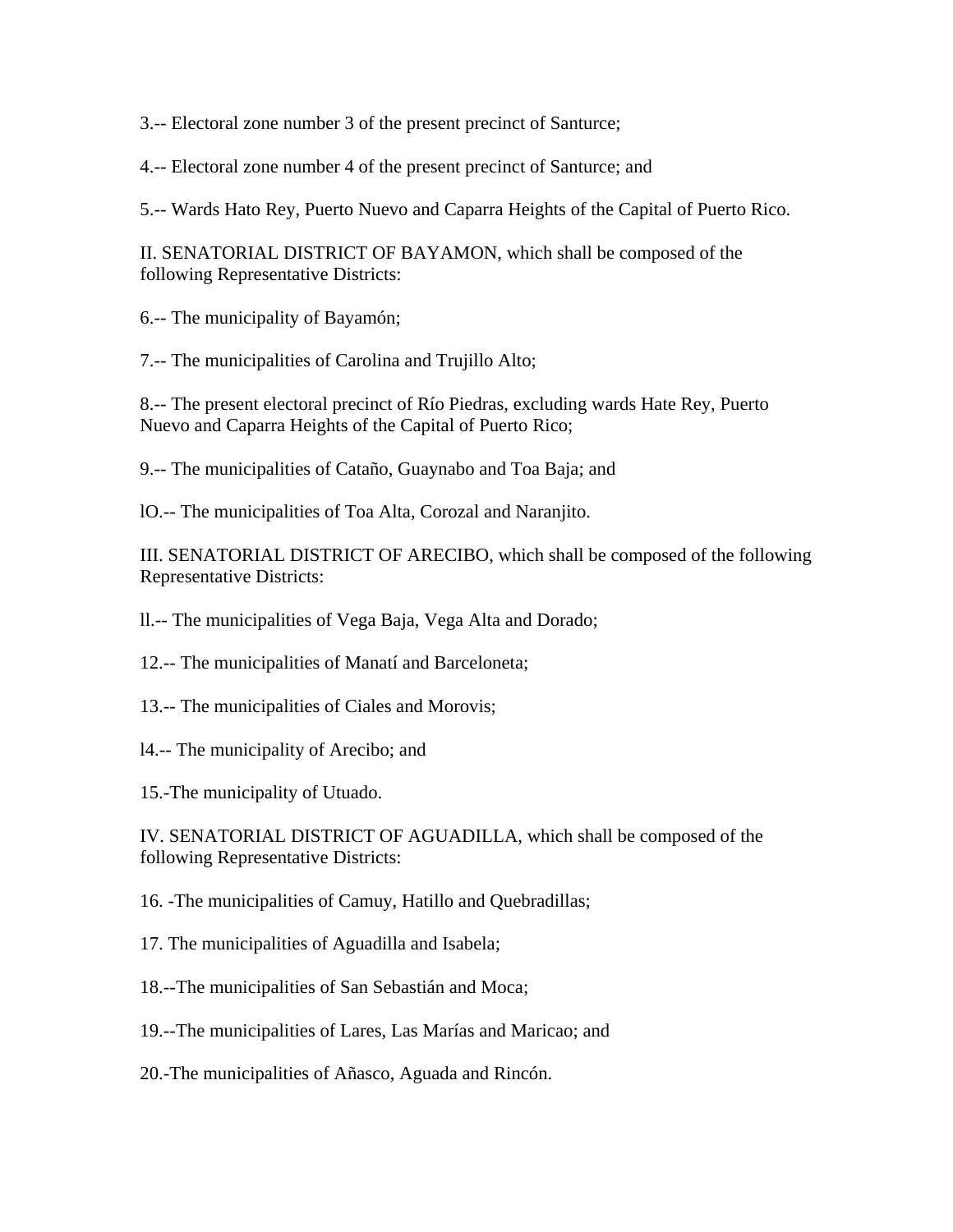3.-- Electoral zone number 3 of the present precinct of Santurce;

4.-- Electoral zone number 4 of the present precinct of Santurce; and

5.-- Wards Hato Rey, Puerto Nuevo and Caparra Heights of the Capital of Puerto Rico.

II. SENATORIAL DISTRICT OF BAYAMON, which shall be composed of the following Representative Districts:

6.-- The municipality of Bayamón;

7.-- The municipalities of Carolina and Trujillo Alto;

8.-- The present electoral precinct of Río Piedras, excluding wards Hate Rey, Puerto Nuevo and Caparra Heights of the Capital of Puerto Rico;

9.-- The municipalities of Cataño, Guaynabo and Toa Baja; and

lO.-- The municipalities of Toa Alta, Corozal and Naranjito.

III. SENATORIAL DISTRICT OF ARECIBO, which shall be composed of the following Representative Districts:

ll.-- The municipalities of Vega Baja, Vega Alta and Dorado;

12.-- The municipalities of Manatí and Barceloneta;

13.-- The municipalities of Ciales and Morovis;

l4.-- The municipality of Arecibo; and

15.-The municipality of Utuado.

IV. SENATORIAL DISTRICT OF AGUADILLA, which shall be composed of the following Representative Districts:

16. -The municipalities of Camuy, Hatillo and Quebradillas;

17. The municipalities of Aguadilla and Isabela;

18.--The municipalities of San Sebastián and Moca;

19.--The municipalities of Lares, Las Marías and Maricao; and

20.-The municipalities of Añasco, Aguada and Rincón.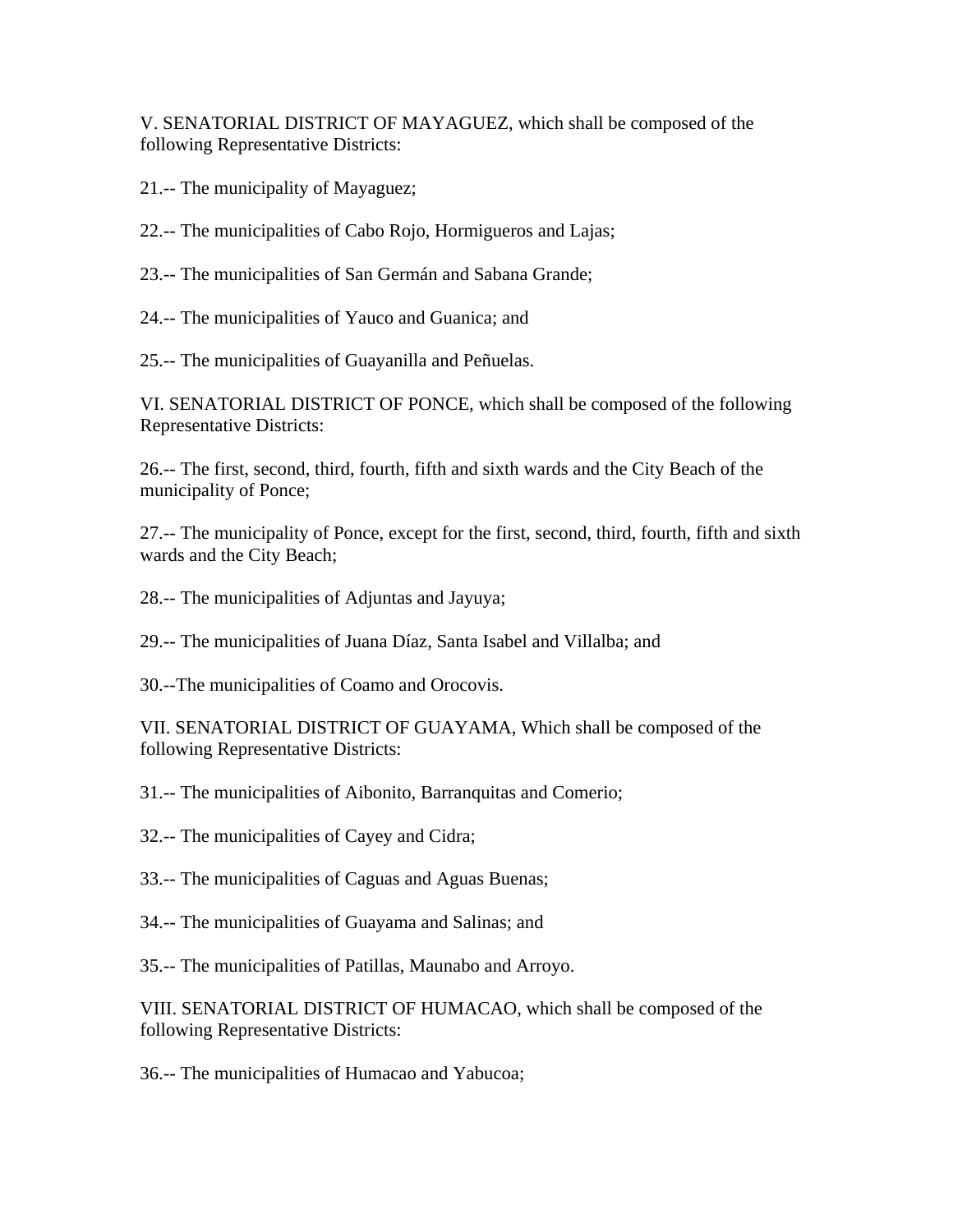V. SENATORIAL DISTRICT OF MAYAGUEZ, which shall be composed of the following Representative Districts:

21.-- The municipality of Mayaguez;

22.-- The municipalities of Cabo Rojo, Hormigueros and Lajas;

23.-- The municipalities of San Germán and Sabana Grande;

24.-- The municipalities of Yauco and Guanica; and

25.-- The municipalities of Guayanilla and Peñuelas.

VI. SENATORIAL DISTRICT OF PONCE, which shall be composed of the following Representative Districts:

26.-- The first, second, third, fourth, fifth and sixth wards and the City Beach of the municipality of Ponce;

27.-- The municipality of Ponce, except for the first, second, third, fourth, fifth and sixth wards and the City Beach;

28.-- The municipalities of Adjuntas and Jayuya;

29.-- The municipalities of Juana Díaz, Santa Isabel and Villalba; and

30.--The municipalities of Coamo and Orocovis.

VII. SENATORIAL DISTRICT OF GUAYAMA, Which shall be composed of the following Representative Districts:

31.-- The municipalities of Aibonito, Barranquitas and Comerio;

32.-- The municipalities of Cayey and Cidra;

33.-- The municipalities of Caguas and Aguas Buenas;

34.-- The municipalities of Guayama and Salinas; and

35.-- The municipalities of Patillas, Maunabo and Arroyo.

VIII. SENATORIAL DISTRICT OF HUMACAO, which shall be composed of the following Representative Districts:

36.-- The municipalities of Humacao and Yabucoa;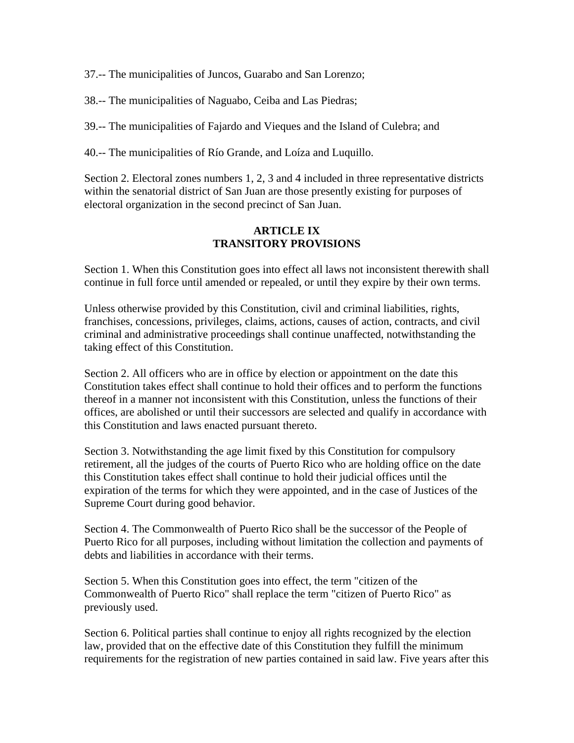37.-- The municipalities of Juncos, Guarabo and San Lorenzo;

38.-- The municipalities of Naguabo, Ceiba and Las Piedras;

39.-- The municipalities of Fajardo and Vieques and the Island of Culebra; and

40.-- The municipalities of Río Grande, and Loíza and Luquillo.

Section 2. Electoral zones numbers 1, 2, 3 and 4 included in three representative districts within the senatorial district of San Juan are those presently existing for purposes of electoral organization in the second precinct of San Juan.

## ARTICLE IX
## TRANSITORY PROVISIONS

Section 1. When this Constitution goes into effect all laws not inconsistent therewith shall continue in full force until amended or repealed, or until they expire by their own terms.

Unless otherwise provided by this Constitution, civil and criminal liabilities, rights, franchises, concessions, privileges, claims, actions, causes of action, contracts, and civil criminal and administrative proceedings shall continue unaffected, notwithstanding the taking effect of this Constitution.

Section 2. All officers who are in office by election or appointment on the date this Constitution takes effect shall continue to hold their offices and to perform the functions thereof in a manner not inconsistent with this Constitution, unless the functions of their offices, are abolished or until their successors are selected and qualify in accordance with this Constitution and laws enacted pursuant thereto.

Section 3. Notwithstanding the age limit fixed by this Constitution for compulsory retirement, all the judges of the courts of Puerto Rico who are holding office on the date this Constitution takes effect shall continue to hold their judicial offices until the expiration of the terms for which they were appointed, and in the case of Justices of the Supreme Court during good behavior.

Section 4. The Commonwealth of Puerto Rico shall be the successor of the People of Puerto Rico for all purposes, including without limitation the collection and payments of debts and liabilities in accordance with their terms.

Section 5. When this Constitution goes into effect, the term "citizen of the Commonwealth of Puerto Rico" shall replace the term "citizen of Puerto Rico" as previously used.

Section 6. Political parties shall continue to enjoy all rights recognized by the election law, provided that on the effective date of this Constitution they fulfill the minimum requirements for the registration of new parties contained in said law. Five years after this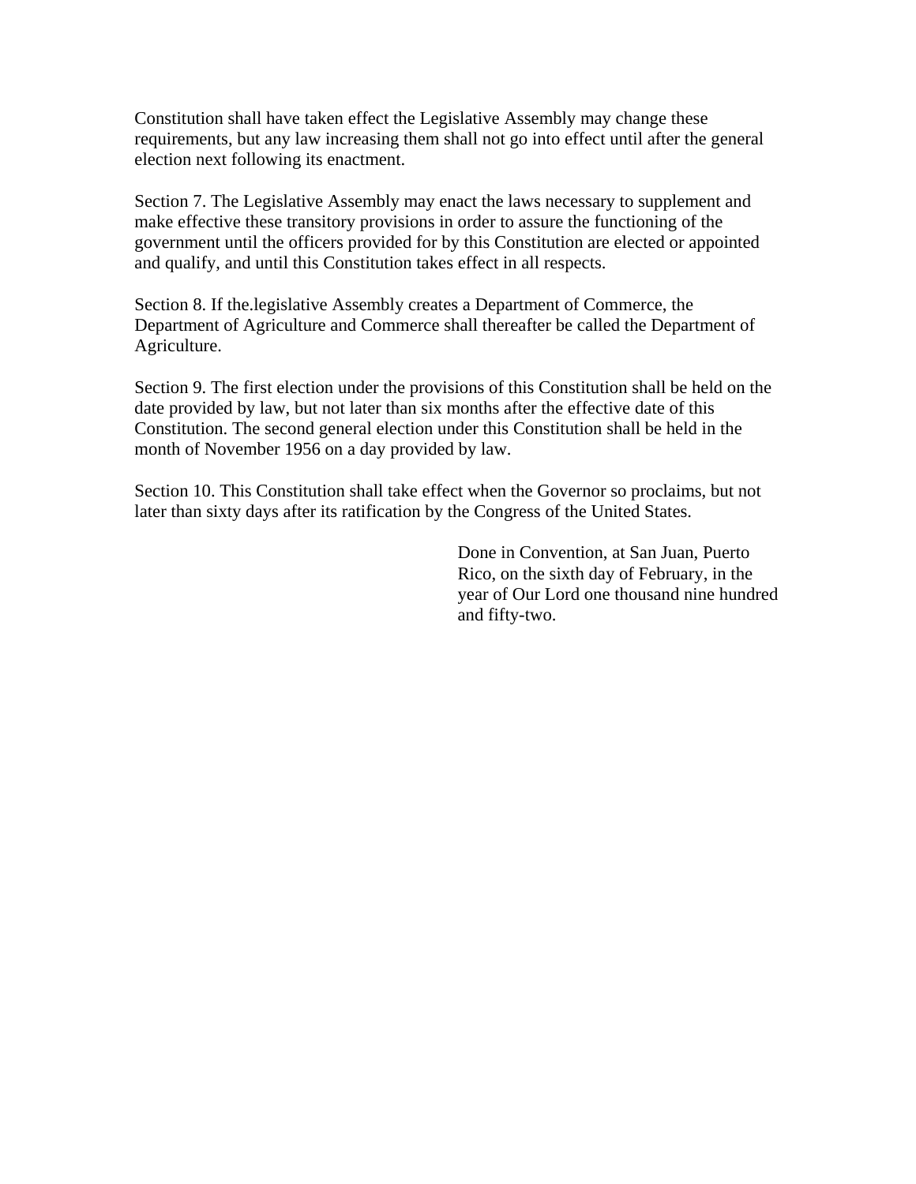Constitution shall have taken effect the Legislative Assembly may change these requirements, but any law increasing them shall not go into effect until after the general election next following its enactment.

Section 7. The Legislative Assembly may enact the laws necessary to supplement and make effective these transitory provisions in order to assure the functioning of the government until the officers provided for by this Constitution are elected or appointed and qualify, and until this Constitution takes effect in all respects.

Section 8. If the.legislative Assembly creates a Department of Commerce, the Department of Agriculture and Commerce shall thereafter be called the Department of Agriculture.

Section 9. The first election under the provisions of this Constitution shall be held on the date provided by law, but not later than six months after the effective date of this Constitution. The second general election under this Constitution shall be held in the month of November 1956 on a day provided by law.

Section 10. This Constitution shall take effect when the Governor so proclaims, but not later than sixty days after its ratification by the Congress of the United States.

Done in Convention, at San Juan, Puerto Rico, on the sixth day of February, in the year of Our Lord one thousand nine hundred and fifty-two.